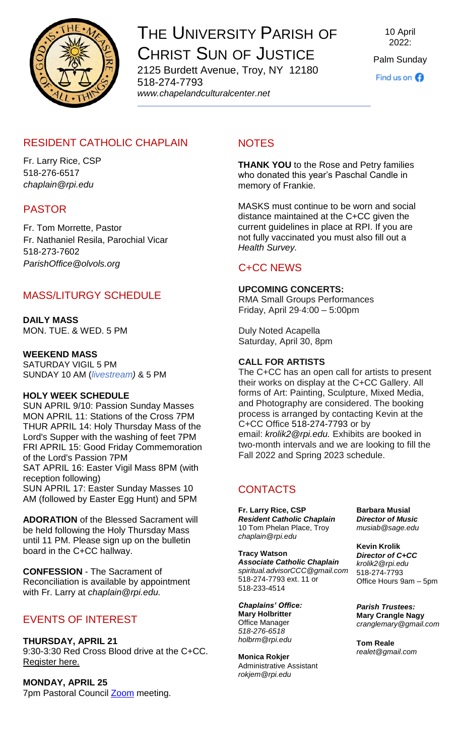# THE UNIVERSITY PARISH OF CHRIST SUN OF JUSTICE

2125 Burdett Avenue, Troy, NY 12180
518-274-7793
*www.chapelandculturalcenter.net*

10 April 2022:
Palm Sunday

Find us on

## RESIDENT CATHOLIC CHAPLAIN

Fr. Larry Rice, CSP
518-276-6517
*chaplain@rpi.edu*

## PASTOR

Fr. Tom Morrette, Pastor
Fr. Nathaniel Resila, Parochial Vicar
518-273-7602
*ParishOffice@olvols.org*

## MASS/LITURGY SCHEDULE

**DAILY MASS**
MON. TUE. & WED. 5 PM

**WEEKEND MASS**
SATURDAY VIGIL 5 PM
SUNDAY 10 AM (*livestream)* & 5 PM

**HOLY WEEK SCHEDULE**
SUN APRIL 9/10: Passion Sunday Masses
MON APRIL 11: Stations of the Cross 7PM
THUR APRIL 14: Holy Thursday Mass of the Lord's Supper with the washing of feet 7PM
FRI APRIL 15: Good Friday Commemoration of the Lord's Passion 7PM
SAT APRIL 16: Easter Vigil Mass 8PM (with reception following)
SUN APRIL 17: Easter Sunday Masses 10 AM (followed by Easter Egg Hunt) and 5PM

**ADORATION** of the Blessed Sacrament will be held following the Holy Thursday Mass until 11 PM. Please sign up on the bulletin board in the C+CC hallway.

**CONFESSION** - The Sacrament of Reconciliation is available by appointment with Fr. Larry at *chaplain@rpi.edu.*

## EVENTS OF INTEREST

**THURSDAY, APRIL 21**
9:30-3:30 Red Cross Blood drive at the C+CC. Register here.

**MONDAY, APRIL 25**
7pm Pastoral Council Zoom meeting.

## NOTES

**THANK YOU** to the Rose and Petry families who donated this year's Paschal Candle in memory of Frankie.

MASKS must continue to be worn and social distance maintained at the C+CC given the current guidelines in place at RPI. If you are not fully vaccinated you must also fill out a *Health Survey.*

## C+CC NEWS

**UPCOMING CONCERTS:**
RMA Small Groups Performances
Friday, April 29·4:00 – 5:00pm

Duly Noted Acapella
Saturday, April 30, 8pm

**CALL FOR ARTISTS**
The C+CC has an open call for artists to present their works on display at the C+CC Gallery. All forms of Art: Painting, Sculpture, Mixed Media, and Photography are considered. The booking process is arranged by contacting Kevin at the C+CC Office 518-274-7793 or by email: *krolik2@rpi.edu.* Exhibits are booked in two-month intervals and we are looking to fill the Fall 2022 and Spring 2023 schedule.

## CONTACTS

**Fr. Larry Rice, CSP**
***Resident Catholic Chaplain***
10 Tom Phelan Place, Troy
*chaplain@rpi.edu*

**Tracy Watson**
***Associate Catholic Chaplain***
*spiritual.advisorCCC@gmail.com*
518-274-7793 ext. 11 or
518-233-4514

***Chaplains' Office:***
**Mary Holbritter**
Office Manager
*518-276-6518*
*holbrm@rpi.edu*

**Monica Rokjer**
Administrative Assistant
*rokjem@rpi.edu*

**Barbara Musial**
***Director of Music***
*musiab@sage.edu*

**Kevin Krolik**
***Director of C+CC***
*krolik2@rpi.edu*
518-274-7793
Office Hours 9am – 5pm

***Parish Trustees:***
**Mary Crangle Nagy**
*cranglemary@gmail.com*

**Tom Reale**
*realet@gmail.com*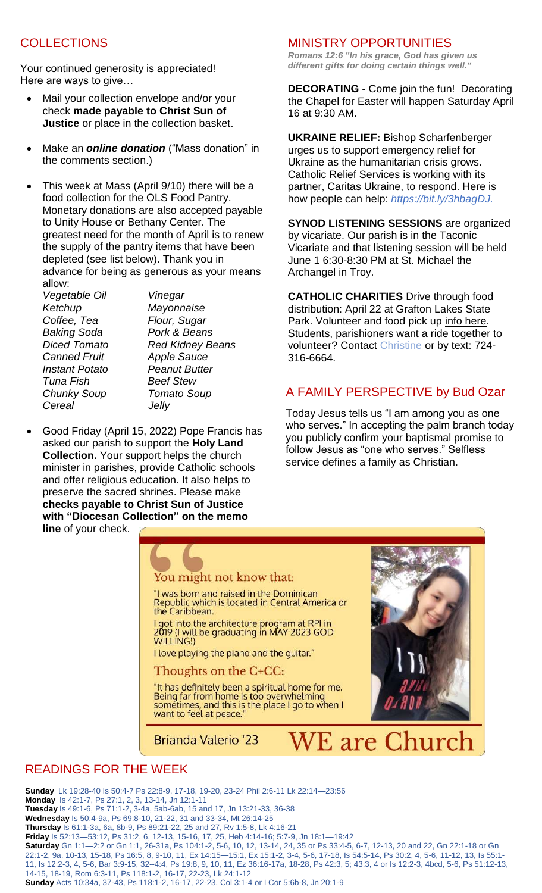## COLLECTIONS

Your continued generosity is appreciated! Here are ways to give…

- Mail your collection envelope and/or your check **made payable to Christ Sun of Justice** or place in the collection basket.
- Make an ***online donation*** ("Mass donation" in the comments section.)
- This week at Mass (April 9/10) there will be a food collection for the OLS Food Pantry. Monetary donations are also accepted payable to Unity House or Bethany Center. The greatest need for the month of April is to renew the supply of the pantry items that have been depleted (see list below). Thank you in advance for being as generous as your means allow:

| | |
|---|---|
| *Vegetable Oil* | *Vinegar* |
| *Ketchup* | *Mayonnaise* |
| *Coffee, Tea* | *Flour, Sugar* |
| *Baking Soda* | *Pork & Beans* |
| *Diced Tomato* | *Red Kidney Beans* |
| *Canned Fruit* | *Apple Sauce* |
| *Instant Potato* | *Peanut Butter* |
| *Tuna Fish* | *Beef Stew* |
| *Chunky Soup* | *Tomato Soup* |
| *Cereal* | *Jelly* |

- Good Friday (April 15, 2022) Pope Francis has asked our parish to support the **Holy Land Collection.** Your support helps the church minister in parishes, provide Catholic schools and offer religious education. It also helps to preserve the sacred shrines. Please make **checks payable to Christ Sun of Justice with "Diocesan Collection" on the memo line** of your check.

## MINISTRY OPPORTUNITIES

***Romans 12:6 "In his grace, God has given us different gifts for doing certain things well."***

**DECORATING -** Come join the fun! Decorating the Chapel for Easter will happen Saturday April 16 at 9:30 AM.

**UKRAINE RELIEF:** Bishop Scharfenberger urges us to support emergency relief for Ukraine as the humanitarian crisis grows. Catholic Relief Services is working with its partner, Caritas Ukraine, to respond. Here is how people can help: *https://bit.ly/3hbagDJ.*

**SYNOD LISTENING SESSIONS** are organized by vicariate. Our parish is in the Taconic Vicariate and that listening session will be held June 1 6:30-8:30 PM at St. Michael the Archangel in Troy.

**CATHOLIC CHARITIES** Drive through food distribution: April 22 at Grafton Lakes State Park. Volunteer and food pick up info here. Students, parishioners want a ride together to volunteer? Contact Christine or by text: 724-316-6664.

## A FAMILY PERSPECTIVE by Bud Ozar

Today Jesus tells us "I am among you as one who serves." In accepting the palm branch today you publicly confirm your baptismal promise to follow Jesus as "one who serves." Selfless service defines a family as Christian.

### You might not know that:

"I was born and raised in the Dominican Republic which is located in Central America or the Caribbean.

I got into the architecture program at RPI in 2019 (I will be graduating in MAY 2023 GOD WILLING!)

I love playing the piano and the guitar."

### Thoughts on the C+CC:

"It has definitely been a spiritual home for me. Being far from home is too overwhelming sometimes, and this is the place I go to when I want to feel at peace."

Brianda Valerio '23 — **WE are Church**

## READINGS FOR THE WEEK

**Sunday** Lk 19:28-40 Is 50:4-7 Ps 22:8-9, 17-18, 19-20, 23-24 Phil 2:6-11 Lk 22:14—23:56
**Monday** Is 42:1-7, Ps 27:1, 2, 3, 13-14, Jn 12:1-11
**Tuesday** Is 49:1-6, Ps 71:1-2, 3-4a, 5ab-6ab, 15 and 17, Jn 13:21-33, 36-38
**Wednesday** Is 50:4-9a, Ps 69:8-10, 21-22, 31 and 33-34, Mt 26:14-25
**Thursday** Is 61:1-3a, 6a, 8b-9, Ps 89:21-22, 25 and 27, Rv 1:5-8, Lk 4:16-21
**Friday** Is 52:13—53:12, Ps 31:2, 6, 12-13, 15-16, 17, 25, Heb 4:14-16; 5:7-9, Jn 18:1—19:42
**Saturday** Gn 1:1—2:2 or Gn 1:1, 26-31a, Ps 104:1-2, 5-6, 10, 12, 13-14, 24, 35 or Ps 33:4-5, 6-7, 12-13, 20 and 22, Gn 22:1-18 or Gn 22:1-2, 9a, 10-13, 15-18, Ps 16:5, 8, 9-10, 11, Ex 14:15—15:1, Ex 15:1-2, 3-4, 5-6, 17-18, Is 54:5-14, Ps 30:2, 4, 5-6, 11-12, 13, Is 55:1-11, Is 12:2-3, 4, 5-6, Bar 3:9-15, 32--4:4, Ps 19:8, 9, 10, 11, Ez 36:16-17a, 18-28, Ps 42:3, 5; 43:3, 4 or Is 12:2-3, 4bcd, 5-6, Ps 51:12-13, 14-15, 18-19, Rom 6:3-11, Ps 118:1-2, 16-17, 22-23, Lk 24:1-12
**Sunday** Acts 10:34a, 37-43, Ps 118:1-2, 16-17, 22-23, Col 3:1-4 or I Cor 5:6b-8, Jn 20:1-9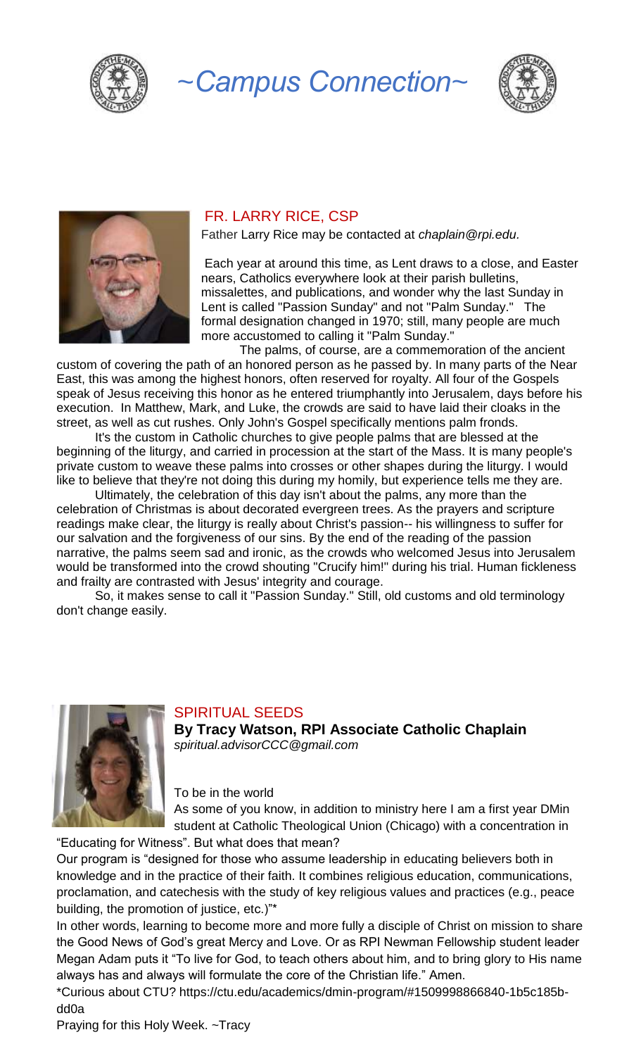# ~Campus Connection~

## FR. LARRY RICE, CSP

Father Larry Rice may be contacted at *chaplain@rpi.edu.*

Each year at around this time, as Lent draws to a close, and Easter nears, Catholics everywhere look at their parish bulletins, missalettes, and publications, and wonder why the last Sunday in Lent is called "Passion Sunday" and not "Palm Sunday." The formal designation changed in 1970; still, many people are much more accustomed to calling it "Palm Sunday."

The palms, of course, are a commemoration of the ancient custom of covering the path of an honored person as he passed by. In many parts of the Near East, this was among the highest honors, often reserved for royalty. All four of the Gospels speak of Jesus receiving this honor as he entered triumphantly into Jerusalem, days before his execution. In Matthew, Mark, and Luke, the crowds are said to have laid their cloaks in the street, as well as cut rushes. Only John's Gospel specifically mentions palm fronds.

It's the custom in Catholic churches to give people palms that are blessed at the beginning of the liturgy, and carried in procession at the start of the Mass. It is many people's private custom to weave these palms into crosses or other shapes during the liturgy. I would like to believe that they're not doing this during my homily, but experience tells me they are.

Ultimately, the celebration of this day isn't about the palms, any more than the celebration of Christmas is about decorated evergreen trees. As the prayers and scripture readings make clear, the liturgy is really about Christ's passion-- his willingness to suffer for our salvation and the forgiveness of our sins. By the end of the reading of the passion narrative, the palms seem sad and ironic, as the crowds who welcomed Jesus into Jerusalem would be transformed into the crowd shouting "Crucify him!" during his trial. Human fickleness and frailty are contrasted with Jesus' integrity and courage.

So, it makes sense to call it "Passion Sunday." Still, old customs and old terminology don't change easily.

## SPIRITUAL SEEDS

**By Tracy Watson, RPI Associate Catholic Chaplain**
*spiritual.advisorCCC@gmail.com*

To be in the world

As some of you know, in addition to ministry here I am a first year DMin student at Catholic Theological Union (Chicago) with a concentration in "Educating for Witness". But what does that mean?

Our program is "designed for those who assume leadership in educating believers both in knowledge and in the practice of their faith. It combines religious education, communications, proclamation, and catechesis with the study of key religious values and practices (e.g., peace building, the promotion of justice, etc.)"*

In other words, learning to become more and more fully a disciple of Christ on mission to share the Good News of God's great Mercy and Love. Or as RPI Newman Fellowship student leader Megan Adam puts it "To live for God, to teach others about him, and to bring glory to His name always has and always will formulate the core of the Christian life." Amen.

*Curious about CTU? https://ctu.edu/academics/dmin-program/#1509998866840-1b5c185b-dd0a

Praying for this Holy Week. ~Tracy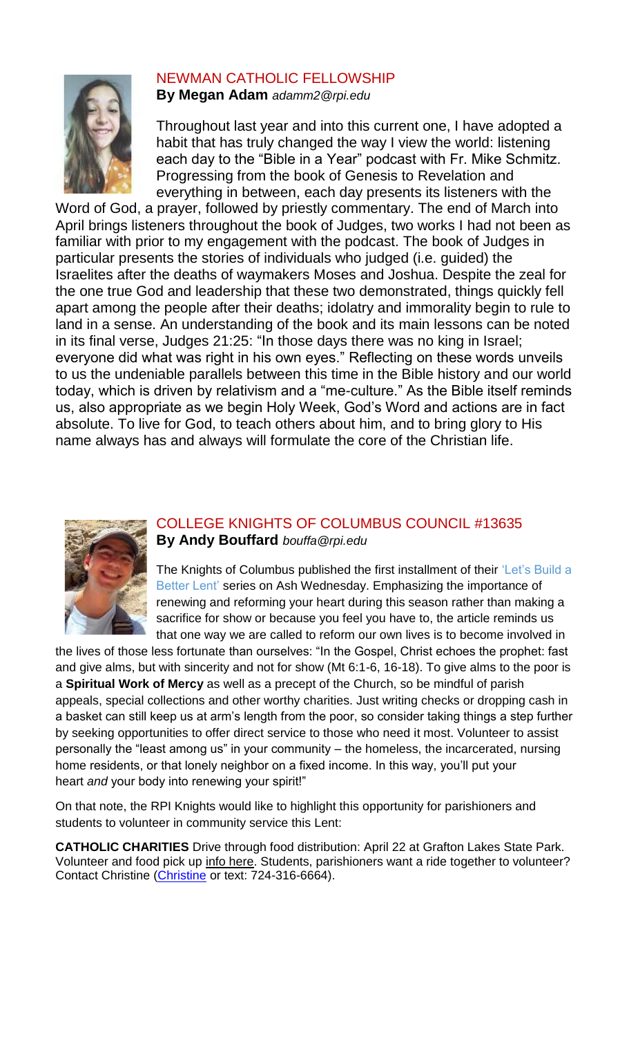## NEWMAN CATHOLIC FELLOWSHIP

**By Megan Adam** *adamm2@rpi.edu*

Throughout last year and into this current one, I have adopted a habit that has truly changed the way I view the world: listening each day to the "Bible in a Year" podcast with Fr. Mike Schmitz. Progressing from the book of Genesis to Revelation and everything in between, each day presents its listeners with the Word of God, a prayer, followed by priestly commentary. The end of March into April brings listeners throughout the book of Judges, two works I had not been as familiar with prior to my engagement with the podcast. The book of Judges in particular presents the stories of individuals who judged (i.e. guided) the Israelites after the deaths of waymakers Moses and Joshua. Despite the zeal for the one true God and leadership that these two demonstrated, things quickly fell apart among the people after their deaths; idolatry and immorality begin to rule to land in a sense. An understanding of the book and its main lessons can be noted in its final verse, Judges 21:25: "In those days there was no king in Israel; everyone did what was right in his own eyes." Reflecting on these words unveils to us the undeniable parallels between this time in the Bible history and our world today, which is driven by relativism and a "me-culture." As the Bible itself reminds us, also appropriate as we begin Holy Week, God's Word and actions are in fact absolute. To live for God, to teach others about him, and to bring glory to His name always has and always will formulate the core of the Christian life.

## COLLEGE KNIGHTS OF COLUMBUS COUNCIL #13635

**By Andy Bouffard** *bouffa@rpi.edu*

The Knights of Columbus published the first installment of their 'Let's Build a Better Lent' series on Ash Wednesday. Emphasizing the importance of renewing and reforming your heart during this season rather than making a sacrifice for show or because you feel you have to, the article reminds us that one way we are called to reform our own lives is to become involved in the lives of those less fortunate than ourselves: "In the Gospel, Christ echoes the prophet: fast and give alms, but with sincerity and not for show (Mt 6:1-6, 16-18). To give alms to the poor is a **Spiritual Work of Mercy** as well as a precept of the Church, so be mindful of parish appeals, special collections and other worthy charities. Just writing checks or dropping cash in a basket can still keep us at arm's length from the poor, so consider taking things a step further by seeking opportunities to offer direct service to those who need it most. Volunteer to assist personally the "least among us" in your community – the homeless, the incarcerated, nursing home residents, or that lonely neighbor on a fixed income. In this way, you'll put your heart *and* your body into renewing your spirit!"

On that note, the RPI Knights would like to highlight this opportunity for parishioners and students to volunteer in community service this Lent:

**CATHOLIC CHARITIES** Drive through food distribution: April 22 at Grafton Lakes State Park. Volunteer and food pick up info here. Students, parishioners want a ride together to volunteer? Contact Christine (Christine or text: 724-316-6664).